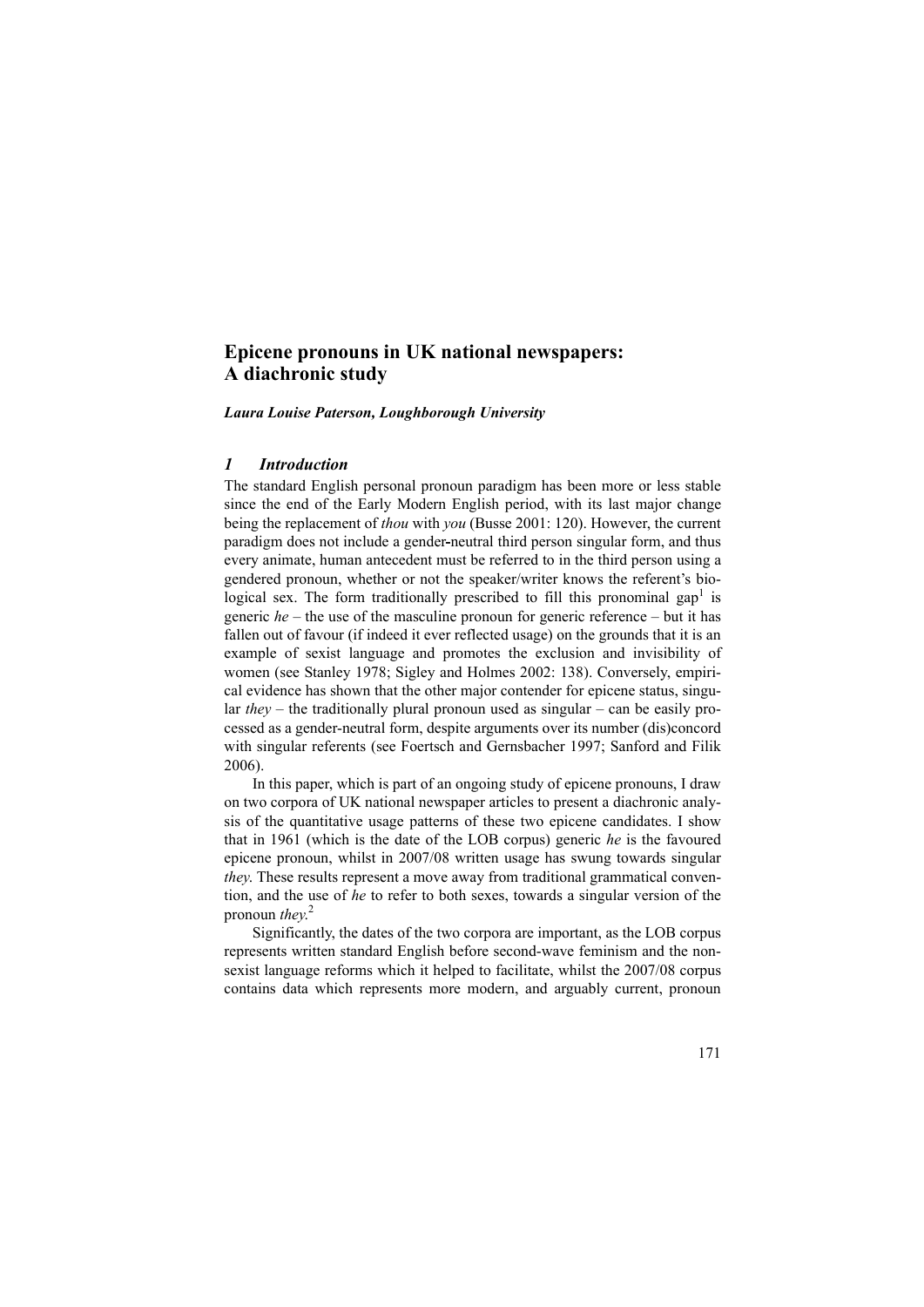# Epicene pronouns in UK national newspapers: A diachronic study

***Laura Louise Paterson, Loughborough University***

## *1 Introduction*

The standard English personal pronoun paradigm has been more or less stable since the end of the Early Modern English period, with its last major change being the replacement of *thou* with *you* (Busse 2001: 120). However, the current paradigm does not include a gender-neutral third person singular form, and thus every animate, human antecedent must be referred to in the third person using a gendered pronoun, whether or not the speaker/writer knows the referent's biological sex. The form traditionally prescribed to fill this pronominal gap[1] is generic *he* – the use of the masculine pronoun for generic reference – but it has fallen out of favour (if indeed it ever reflected usage) on the grounds that it is an example of sexist language and promotes the exclusion and invisibility of women (see Stanley 1978; Sigley and Holmes 2002: 138). Conversely, empirical evidence has shown that the other major contender for epicene status, singular *they* – the traditionally plural pronoun used as singular – can be easily processed as a gender-neutral form, despite arguments over its number (dis)concord with singular referents (see Foertsch and Gernsbacher 1997; Sanford and Filik 2006).

In this paper, which is part of an ongoing study of epicene pronouns, I draw on two corpora of UK national newspaper articles to present a diachronic analysis of the quantitative usage patterns of these two epicene candidates. I show that in 1961 (which is the date of the LOB corpus) generic *he* is the favoured epicene pronoun, whilst in 2007/08 written usage has swung towards singular *they*. These results represent a move away from traditional grammatical convention, and the use of *he* to refer to both sexes, towards a singular version of the pronoun *they*.[2]

Significantly, the dates of the two corpora are important, as the LOB corpus represents written standard English before second-wave feminism and the non-sexist language reforms which it helped to facilitate, whilst the 2007/08 corpus contains data which represents more modern, and arguably current, pronoun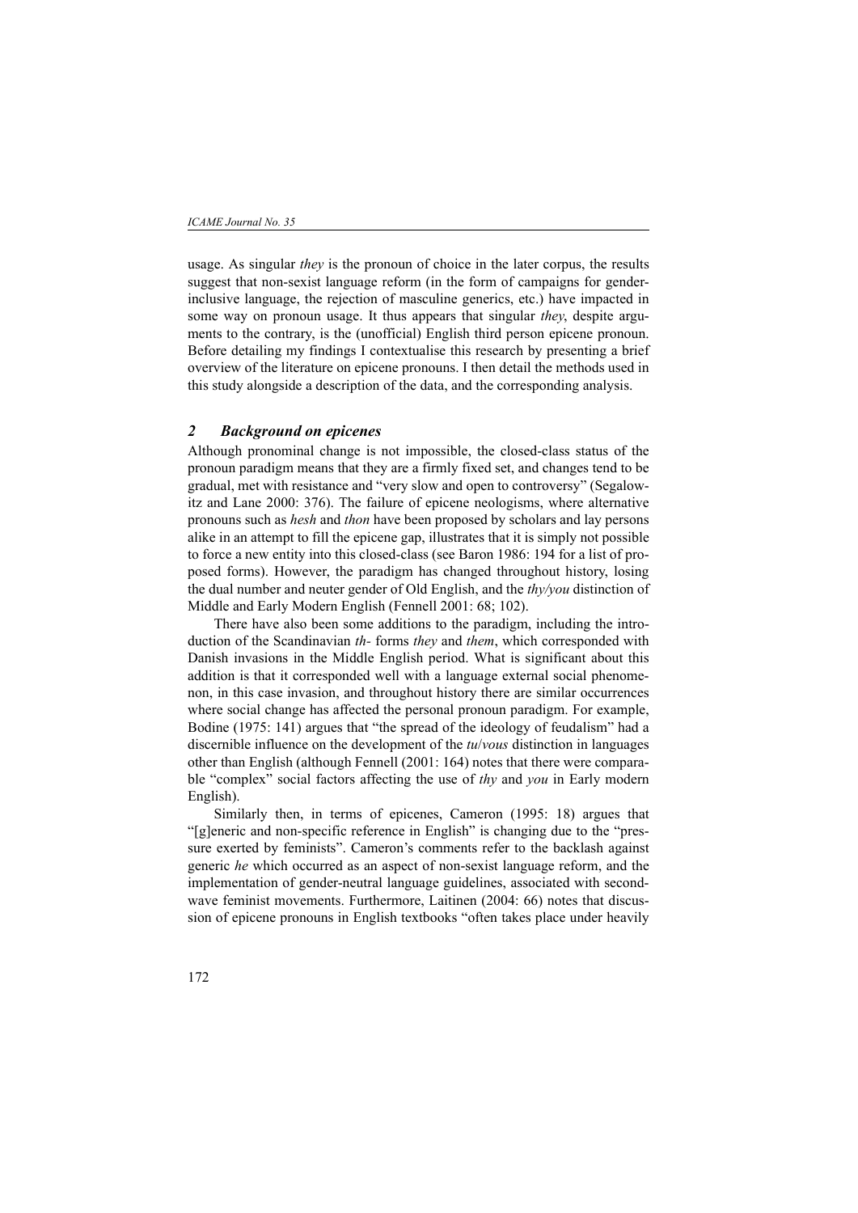usage. As singular *they* is the pronoun of choice in the later corpus, the results suggest that non-sexist language reform (in the form of campaigns for gender-inclusive language, the rejection of masculine generics, etc.) have impacted in some way on pronoun usage. It thus appears that singular *they*, despite arguments to the contrary, is the (unofficial) English third person epicene pronoun. Before detailing my findings I contextualise this research by presenting a brief overview of the literature on epicene pronouns. I then detail the methods used in this study alongside a description of the data, and the corresponding analysis.

## *2 Background on epicenes*

Although pronominal change is not impossible, the closed-class status of the pronoun paradigm means that they are a firmly fixed set, and changes tend to be gradual, met with resistance and "very slow and open to controversy" (Segalowitz and Lane 2000: 376). The failure of epicene neologisms, where alternative pronouns such as *hesh* and *thon* have been proposed by scholars and lay persons alike in an attempt to fill the epicene gap, illustrates that it is simply not possible to force a new entity into this closed-class (see Baron 1986: 194 for a list of proposed forms). However, the paradigm has changed throughout history, losing the dual number and neuter gender of Old English, and the *thy/you* distinction of Middle and Early Modern English (Fennell 2001: 68; 102).

There have also been some additions to the paradigm, including the introduction of the Scandinavian *th-* forms *they* and *them*, which corresponded with Danish invasions in the Middle English period. What is significant about this addition is that it corresponded well with a language external social phenomenon, in this case invasion, and throughout history there are similar occurrences where social change has affected the personal pronoun paradigm. For example, Bodine (1975: 141) argues that "the spread of the ideology of feudalism" had a discernible influence on the development of the *tu*/*vous* distinction in languages other than English (although Fennell (2001: 164) notes that there were comparable "complex" social factors affecting the use of *thy* and *you* in Early modern English).

Similarly then, in terms of epicenes, Cameron (1995: 18) argues that "[g]eneric and non-specific reference in English" is changing due to the "pressure exerted by feminists". Cameron's comments refer to the backlash against generic *he* which occurred as an aspect of non-sexist language reform, and the implementation of gender-neutral language guidelines, associated with second-wave feminist movements. Furthermore, Laitinen (2004: 66) notes that discussion of epicene pronouns in English textbooks "often takes place under heavily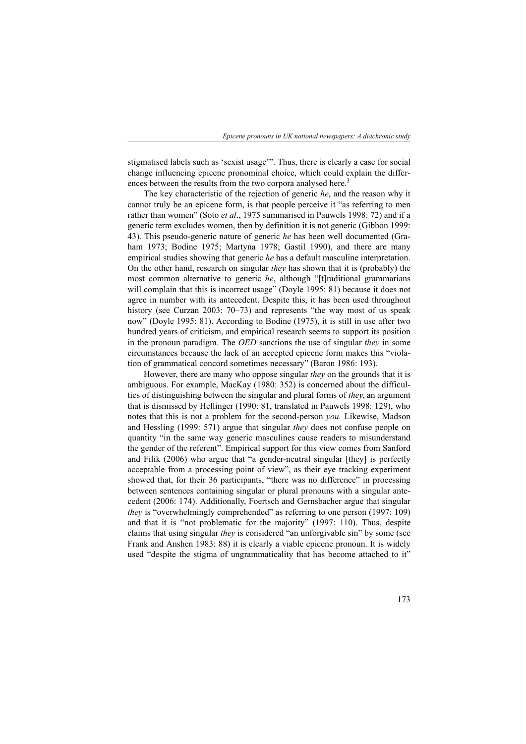stigmatised labels such as 'sexist usage'". Thus, there is clearly a case for social change influencing epicene pronominal choice, which could explain the differences between the results from the two corpora analysed here.[3]

The key characteristic of the rejection of generic *he*, and the reason why it cannot truly be an epicene form, is that people perceive it "as referring to men rather than women" (Soto *et al*., 1975 summarised in Pauwels 1998: 72) and if a generic term excludes women, then by definition it is not generic (Gibbon 1999: 43). This pseudo-generic nature of generic *he* has been well documented (Graham 1973; Bodine 1975; Martyna 1978; Gastil 1990), and there are many empirical studies showing that generic *he* has a default masculine interpretation. On the other hand, research on singular *they* has shown that it is (probably) the most common alternative to generic *he*, although "[t]raditional grammarians will complain that this is incorrect usage" (Doyle 1995: 81) because it does not agree in number with its antecedent. Despite this, it has been used throughout history (see Curzan 2003: 70–73) and represents "the way most of us speak now" (Doyle 1995: 81). According to Bodine (1975), it is still in use after two hundred years of criticism, and empirical research seems to support its position in the pronoun paradigm. The *OED* sanctions the use of singular *they* in some circumstances because the lack of an accepted epicene form makes this "violation of grammatical concord sometimes necessary" (Baron 1986: 193).

However, there are many who oppose singular *they* on the grounds that it is ambiguous. For example, MacKay (1980: 352) is concerned about the difficulties of distinguishing between the singular and plural forms of *they*, an argument that is dismissed by Hellinger (1990: 81, translated in Pauwels 1998: 129), who notes that this is not a problem for the second-person *you.* Likewise, Madson and Hessling (1999: 571) argue that singular *they* does not confuse people on quantity "in the same way generic masculines cause readers to misunderstand the gender of the referent". Empirical support for this view comes from Sanford and Filik (2006) who argue that "a gender-neutral singular [they] is perfectly acceptable from a processing point of view", as their eye tracking experiment showed that, for their 36 participants, "there was no difference" in processing between sentences containing singular or plural pronouns with a singular antecedent (2006: 174). Additionally, Foertsch and Gernsbacher argue that singular *they* is "overwhelmingly comprehended" as referring to one person (1997: 109) and that it is "not problematic for the majority" (1997: 110). Thus, despite claims that using singular *they* is considered "an unforgivable sin" by some (see Frank and Anshen 1983: 88) it is clearly a viable epicene pronoun. It is widely used "despite the stigma of ungrammaticality that has become attached to it"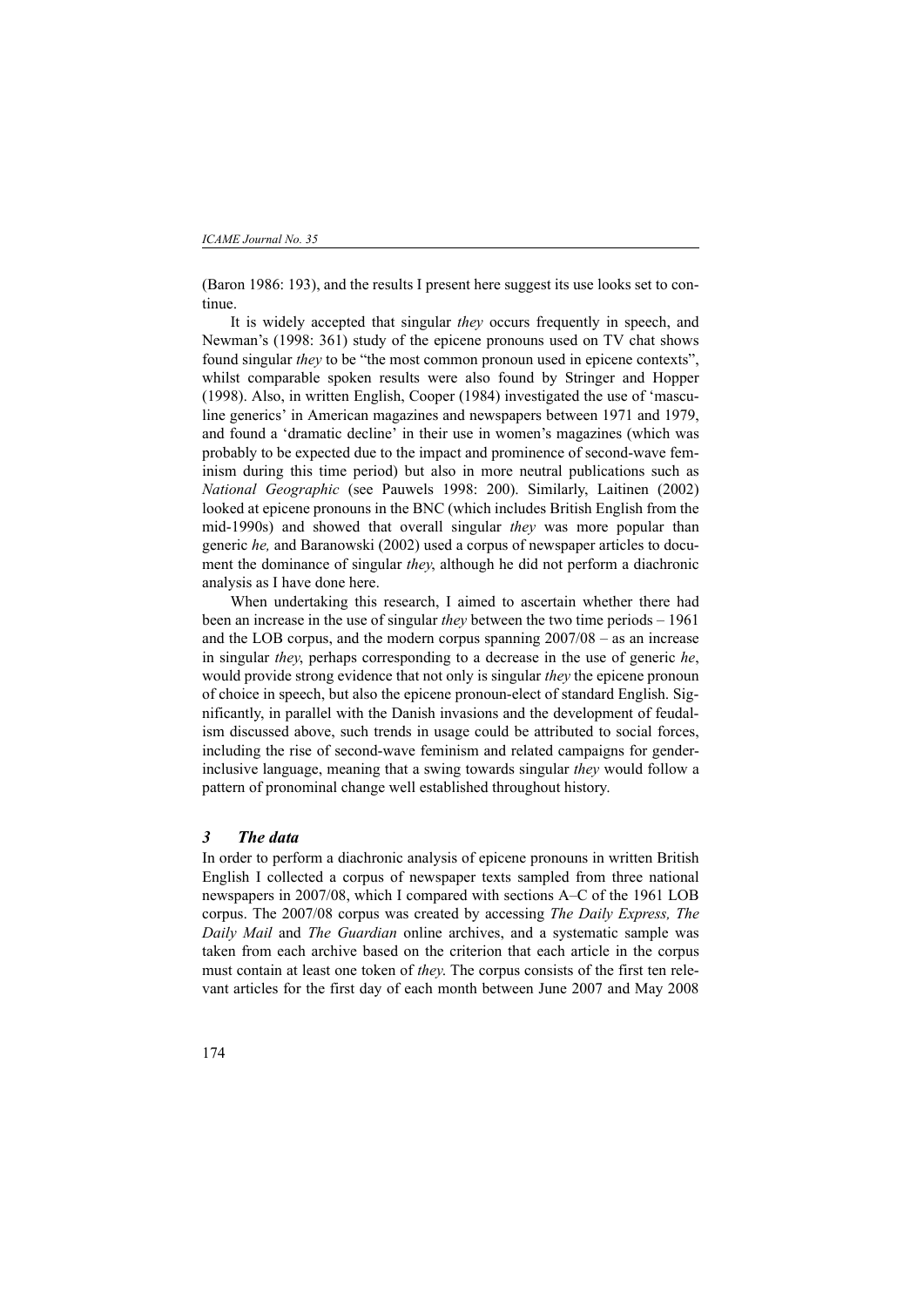(Baron 1986: 193), and the results I present here suggest its use looks set to continue.

It is widely accepted that singular *they* occurs frequently in speech, and Newman's (1998: 361) study of the epicene pronouns used on TV chat shows found singular *they* to be "the most common pronoun used in epicene contexts", whilst comparable spoken results were also found by Stringer and Hopper (1998). Also, in written English, Cooper (1984) investigated the use of 'masculine generics' in American magazines and newspapers between 1971 and 1979, and found a 'dramatic decline' in their use in women's magazines (which was probably to be expected due to the impact and prominence of second-wave feminism during this time period) but also in more neutral publications such as *National Geographic* (see Pauwels 1998: 200). Similarly, Laitinen (2002) looked at epicene pronouns in the BNC (which includes British English from the mid-1990s) and showed that overall singular *they* was more popular than generic *he,* and Baranowski (2002) used a corpus of newspaper articles to document the dominance of singular *they*, although he did not perform a diachronic analysis as I have done here.

When undertaking this research, I aimed to ascertain whether there had been an increase in the use of singular *they* between the two time periods – 1961 and the LOB corpus, and the modern corpus spanning 2007/08 – as an increase in singular *they*, perhaps corresponding to a decrease in the use of generic *he*, would provide strong evidence that not only is singular *they* the epicene pronoun of choice in speech, but also the epicene pronoun-elect of standard English. Significantly, in parallel with the Danish invasions and the development of feudalism discussed above, such trends in usage could be attributed to social forces, including the rise of second-wave feminism and related campaigns for gender-inclusive language, meaning that a swing towards singular *they* would follow a pattern of pronominal change well established throughout history.

## *3 The data*

In order to perform a diachronic analysis of epicene pronouns in written British English I collected a corpus of newspaper texts sampled from three national newspapers in 2007/08, which I compared with sections A–C of the 1961 LOB corpus. The 2007/08 corpus was created by accessing *The Daily Express, The Daily Mail* and *The Guardian* online archives, and a systematic sample was taken from each archive based on the criterion that each article in the corpus must contain at least one token of *they*. The corpus consists of the first ten relevant articles for the first day of each month between June 2007 and May 2008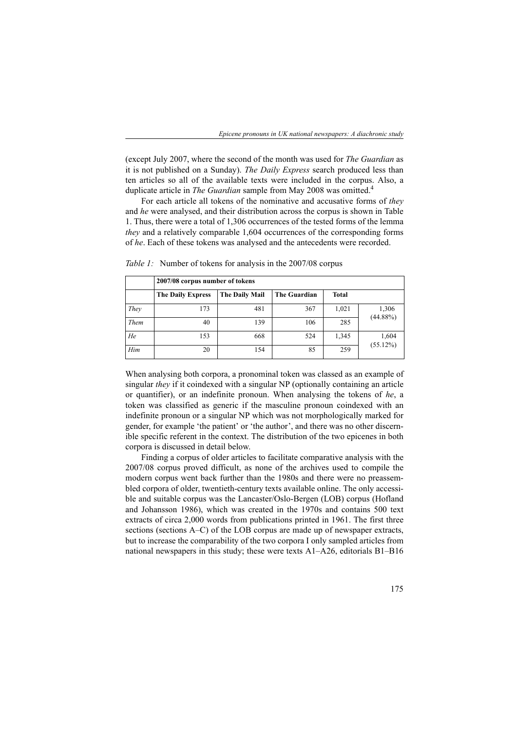(except July 2007, where the second of the month was used for *The Guardian* as it is not published on a Sunday). *The Daily Express* search produced less than ten articles so all of the available texts were included in the corpus. Also, a duplicate article in *The Guardian* sample from May 2008 was omitted.[4]

For each article all tokens of the nominative and accusative forms of *they* and *he* were analysed, and their distribution across the corpus is shown in Table 1. Thus, there were a total of 1,306 occurrences of the tested forms of the lemma *they* and a relatively comparable 1,604 occurrences of the corresponding forms of *he*. Each of these tokens was analysed and the antecedents were recorded.

*Table 1:* Number of tokens for analysis in the 2007/08 corpus

| | **2007/08 corpus number of tokens** | | | | |
|---|---|---|---|---|---|
| | **The Daily Express** | **The Daily Mail** | **The Guardian** | **Total** | |
| *They* | 173 | 481 | 367 | 1,021 | 1,306 (44.88%) |
| *Them* | 40 | 139 | 106 | 285 | |
| *He* | 153 | 668 | 524 | 1,345 | 1,604 (55.12%) |
| *Him* | 20 | 154 | 85 | 259 | |

When analysing both corpora, a pronominal token was classed as an example of singular *they* if it coindexed with a singular NP (optionally containing an article or quantifier), or an indefinite pronoun. When analysing the tokens of *he*, a token was classified as generic if the masculine pronoun coindexed with an indefinite pronoun or a singular NP which was not morphologically marked for gender, for example 'the patient' or 'the author', and there was no other discernible specific referent in the context. The distribution of the two epicenes in both corpora is discussed in detail below.

Finding a corpus of older articles to facilitate comparative analysis with the 2007/08 corpus proved difficult, as none of the archives used to compile the modern corpus went back further than the 1980s and there were no preassembled corpora of older, twentieth-century texts available online. The only accessible and suitable corpus was the Lancaster/Oslo-Bergen (LOB) corpus (Hofland and Johansson 1986), which was created in the 1970s and contains 500 text extracts of circa 2,000 words from publications printed in 1961. The first three sections (sections A–C) of the LOB corpus are made up of newspaper extracts, but to increase the comparability of the two corpora I only sampled articles from national newspapers in this study; these were texts A1–A26, editorials B1–B16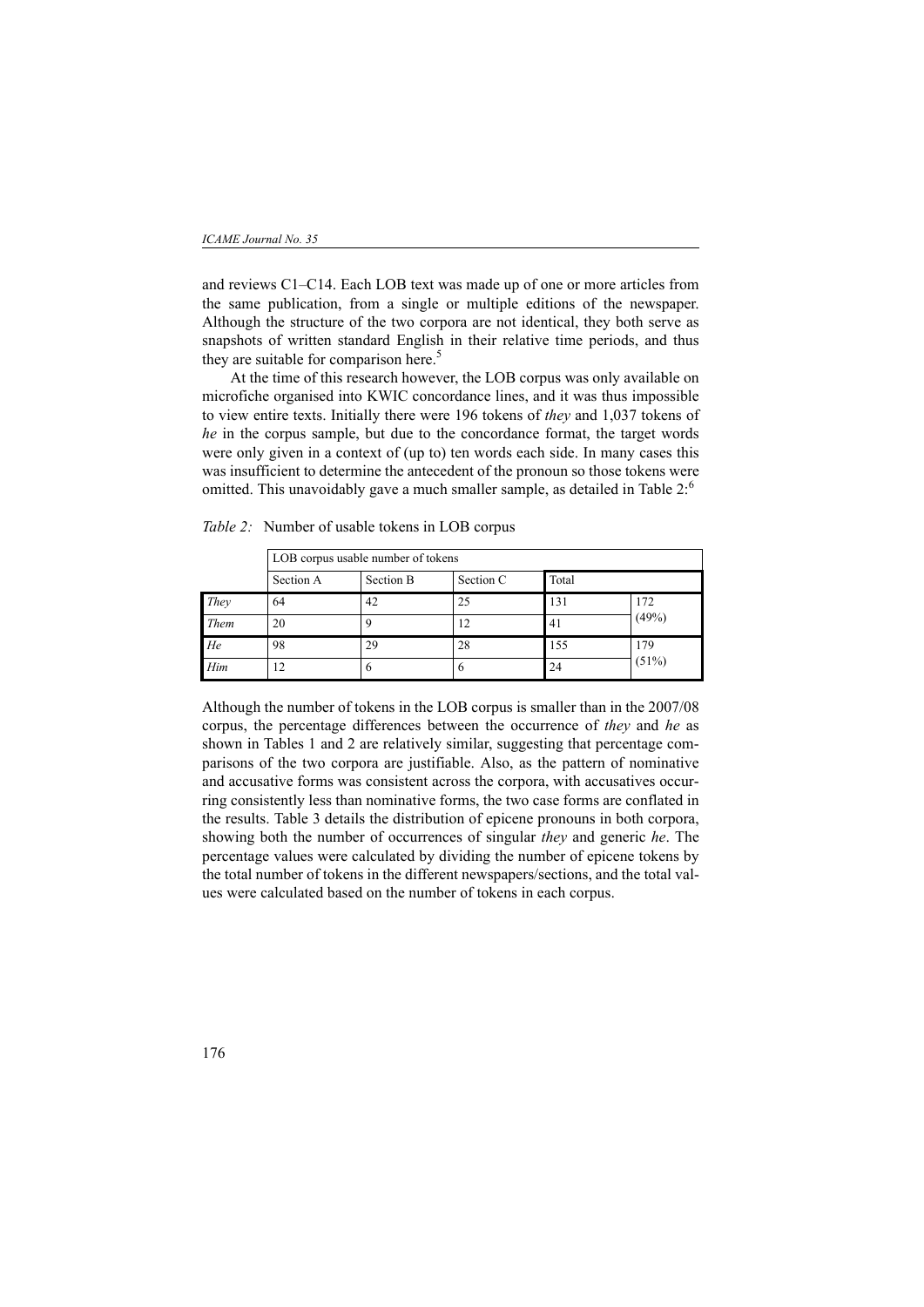and reviews C1–C14. Each LOB text was made up of one or more articles from the same publication, from a single or multiple editions of the newspaper. Although the structure of the two corpora are not identical, they both serve as snapshots of written standard English in their relative time periods, and thus they are suitable for comparison here.[5]

At the time of this research however, the LOB corpus was only available on microfiche organised into KWIC concordance lines, and it was thus impossible to view entire texts. Initially there were 196 tokens of *they* and 1,037 tokens of *he* in the corpus sample, but due to the concordance format, the target words were only given in a context of (up to) ten words each side. In many cases this was insufficient to determine the antecedent of the pronoun so those tokens were omitted. This unavoidably gave a much smaller sample, as detailed in Table 2:[6]

*Table 2:* Number of usable tokens in LOB corpus

| | LOB corpus usable number of tokens | | | | |
|---|---|---|---|---|---|
| | Section A | Section B | Section C | Total | |
| *They* | 64 | 42 | 25 | 131 | 172 (49%) |
| *Them* | 20 | 9 | 12 | 41 | |
| *He* | 98 | 29 | 28 | 155 | 179 (51%) |
| *Him* | 12 | 6 | 6 | 24 | |

Although the number of tokens in the LOB corpus is smaller than in the 2007/08 corpus, the percentage differences between the occurrence of *they* and *he* as shown in Tables 1 and 2 are relatively similar, suggesting that percentage comparisons of the two corpora are justifiable. Also, as the pattern of nominative and accusative forms was consistent across the corpora, with accusatives occurring consistently less than nominative forms, the two case forms are conflated in the results. Table 3 details the distribution of epicene pronouns in both corpora, showing both the number of occurrences of singular *they* and generic *he*. The percentage values were calculated by dividing the number of epicene tokens by the total number of tokens in the different newspapers/sections, and the total values were calculated based on the number of tokens in each corpus.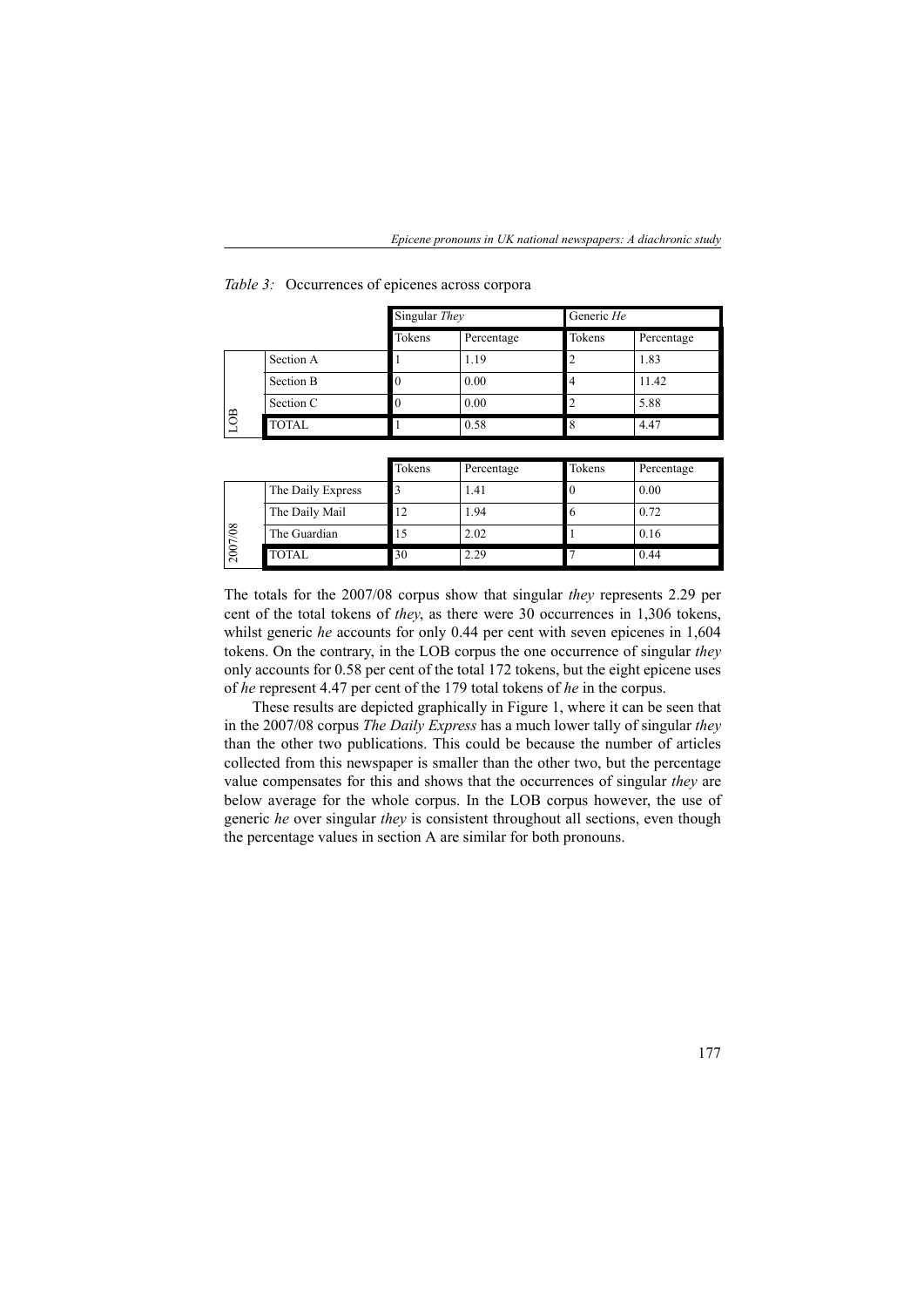*Table 3:* Occurrences of epicenes across corpora

| | | Singular *They* | | Generic *He* | |
|---|---|---|---|---|---|
| | | Tokens | Percentage | Tokens | Percentage |
| LOB | Section A | 1 | 1.19 | 2 | 1.83 |
| | Section B | 0 | 0.00 | 4 | 11.42 |
| | Section C | 0 | 0.00 | 2 | 5.88 |
| | TOTAL | 1 | 0.58 | 8 | 4.47 |
| | | Tokens | Percentage | Tokens | Percentage |
| 2007/08 | The Daily Express | 3 | 1.41 | 0 | 0.00 |
| | The Daily Mail | 12 | 1.94 | 6 | 0.72 |
| | The Guardian | 15 | 2.02 | 1 | 0.16 |
| | TOTAL | 30 | 2.29 | 7 | 0.44 |

The totals for the 2007/08 corpus show that singular *they* represents 2.29 per cent of the total tokens of *they*, as there were 30 occurrences in 1,306 tokens, whilst generic *he* accounts for only 0.44 per cent with seven epicenes in 1,604 tokens. On the contrary, in the LOB corpus the one occurrence of singular *they* only accounts for 0.58 per cent of the total 172 tokens, but the eight epicene uses of *he* represent 4.47 per cent of the 179 total tokens of *he* in the corpus.

These results are depicted graphically in Figure 1, where it can be seen that in the 2007/08 corpus *The Daily Express* has a much lower tally of singular *they* than the other two publications. This could be because the number of articles collected from this newspaper is smaller than the other two, but the percentage value compensates for this and shows that the occurrences of singular *they* are below average for the whole corpus. In the LOB corpus however, the use of generic *he* over singular *they* is consistent throughout all sections, even though the percentage values in section A are similar for both pronouns.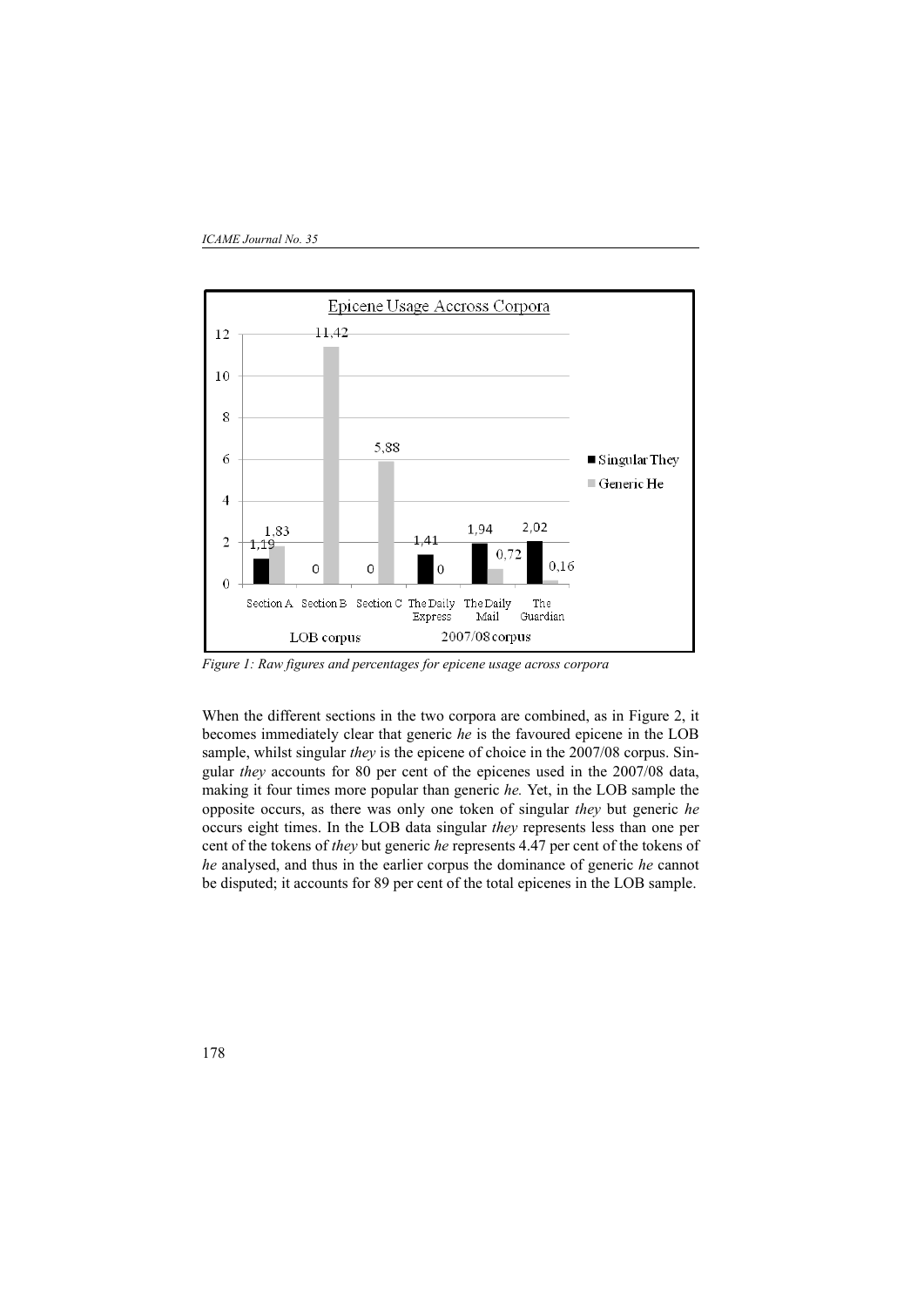Epicene Usage Accross Corpora

12
10
8
6
4
2
0

11,42
5,88
1,83
1,19
0
0
1,41
0
1,94
0,72
2,02
0,16

Section A Section B Section C The Daily Express The Daily Mail The Guardian

LOB corpus 2007/08 corpus

■ Singular They
■ Generic He

*Figure 1: Raw figures and percentages for epicene usage across corpora*

When the different sections in the two corpora are combined, as in Figure 2, it becomes immediately clear that generic *he* is the favoured epicene in the LOB sample, whilst singular *they* is the epicene of choice in the 2007/08 corpus. Singular *they* accounts for 80 per cent of the epicenes used in the 2007/08 data, making it four times more popular than generic *he.* Yet, in the LOB sample the opposite occurs, as there was only one token of singular *they* but generic *he* occurs eight times. In the LOB data singular *they* represents less than one per cent of the tokens of *they* but generic *he* represents 4.47 per cent of the tokens of *he* analysed, and thus in the earlier corpus the dominance of generic *he* cannot be disputed; it accounts for 89 per cent of the total epicenes in the LOB sample.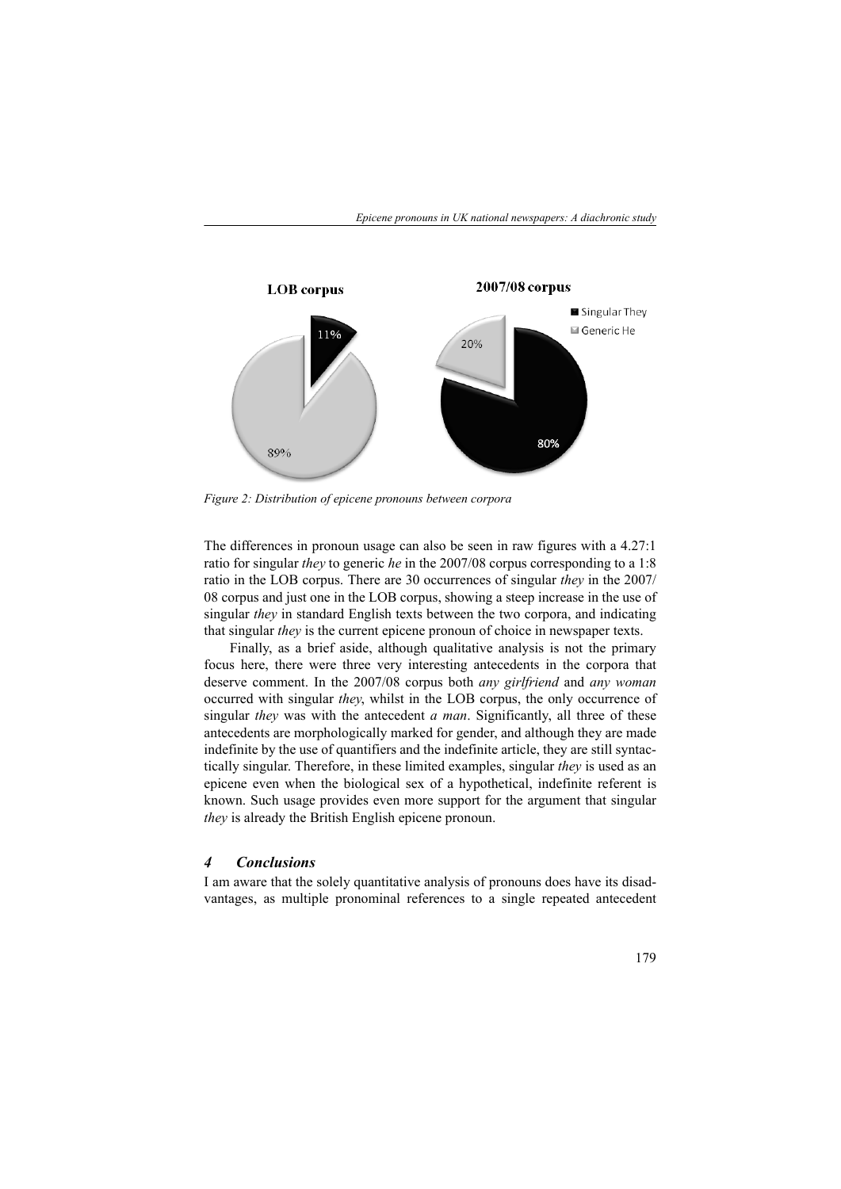LOB corpus

2007/08 corpus

Singular They

Generic He

11%

89%

20%

80%

*Figure 2: Distribution of epicene pronouns between corpora*

The differences in pronoun usage can also be seen in raw figures with a 4.27:1 ratio for singular *they* to generic *he* in the 2007/08 corpus corresponding to a 1:8 ratio in the LOB corpus. There are 30 occurrences of singular *they* in the 2007/08 corpus and just one in the LOB corpus, showing a steep increase in the use of singular *they* in standard English texts between the two corpora, and indicating that singular *they* is the current epicene pronoun of choice in newspaper texts.

Finally, as a brief aside, although qualitative analysis is not the primary focus here, there were three very interesting antecedents in the corpora that deserve comment. In the 2007/08 corpus both *any girlfriend* and *any woman* occurred with singular *they*, whilst in the LOB corpus, the only occurrence of singular *they* was with the antecedent *a man*. Significantly, all three of these antecedents are morphologically marked for gender, and although they are made indefinite by the use of quantifiers and the indefinite article, they are still syntactically singular. Therefore, in these limited examples, singular *they* is used as an epicene even when the biological sex of a hypothetical, indefinite referent is known. Such usage provides even more support for the argument that singular *they* is already the British English epicene pronoun.

## *4 Conclusions*

I am aware that the solely quantitative analysis of pronouns does have its disadvantages, as multiple pronominal references to a single repeated antecedent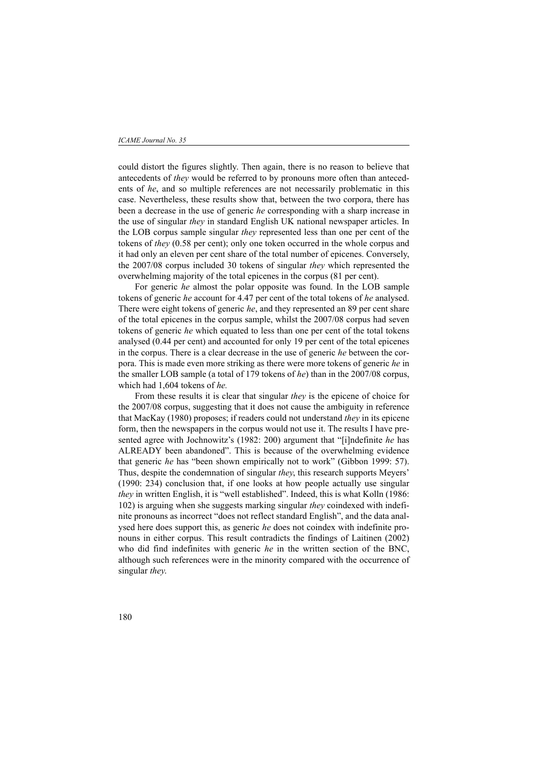could distort the figures slightly. Then again, there is no reason to believe that antecedents of *they* would be referred to by pronouns more often than antecedents of *he*, and so multiple references are not necessarily problematic in this case. Nevertheless, these results show that, between the two corpora, there has been a decrease in the use of generic *he* corresponding with a sharp increase in the use of singular *they* in standard English UK national newspaper articles. In the LOB corpus sample singular *they* represented less than one per cent of the tokens of *they* (0.58 per cent); only one token occurred in the whole corpus and it had only an eleven per cent share of the total number of epicenes. Conversely, the 2007/08 corpus included 30 tokens of singular *they* which represented the overwhelming majority of the total epicenes in the corpus (81 per cent).

For generic *he* almost the polar opposite was found. In the LOB sample tokens of generic *he* account for 4.47 per cent of the total tokens of *he* analysed. There were eight tokens of generic *he*, and they represented an 89 per cent share of the total epicenes in the corpus sample, whilst the 2007/08 corpus had seven tokens of generic *he* which equated to less than one per cent of the total tokens analysed (0.44 per cent) and accounted for only 19 per cent of the total epicenes in the corpus. There is a clear decrease in the use of generic *he* between the corpora. This is made even more striking as there were more tokens of generic *he* in the smaller LOB sample (a total of 179 tokens of *he*) than in the 2007/08 corpus, which had 1,604 tokens of *he.*

From these results it is clear that singular *they* is the epicene of choice for the 2007/08 corpus, suggesting that it does not cause the ambiguity in reference that MacKay (1980) proposes; if readers could not understand *they* in its epicene form, then the newspapers in the corpus would not use it. The results I have presented agree with Jochnowitz's (1982: 200) argument that "[i]ndefinite *he* has ALREADY been abandoned". This is because of the overwhelming evidence that generic *he* has "been shown empirically not to work" (Gibbon 1999: 57). Thus, despite the condemnation of singular *they*, this research supports Meyers' (1990: 234) conclusion that, if one looks at how people actually use singular *they* in written English, it is "well established". Indeed, this is what Kolln (1986: 102) is arguing when she suggests marking singular *they* coindexed with indefinite pronouns as incorrect "does not reflect standard English", and the data analysed here does support this, as generic *he* does not coindex with indefinite pronouns in either corpus. This result contradicts the findings of Laitinen (2002) who did find indefinites with generic *he* in the written section of the BNC, although such references were in the minority compared with the occurrence of singular *they*.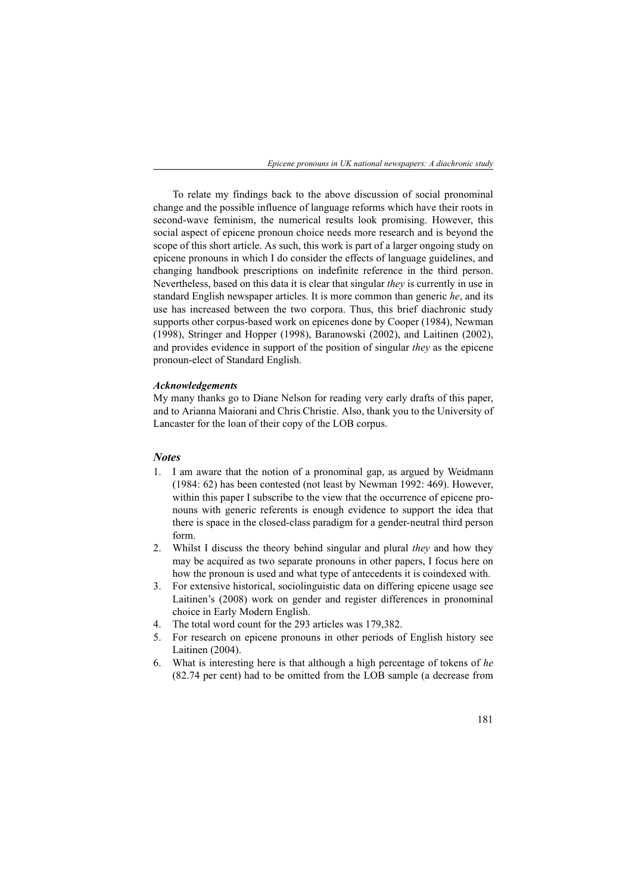To relate my findings back to the above discussion of social pronominal change and the possible influence of language reforms which have their roots in second-wave feminism, the numerical results look promising. However, this social aspect of epicene pronoun choice needs more research and is beyond the scope of this short article. As such, this work is part of a larger ongoing study on epicene pronouns in which I do consider the effects of language guidelines, and changing handbook prescriptions on indefinite reference in the third person. Nevertheless, based on this data it is clear that singular *they* is currently in use in standard English newspaper articles. It is more common than generic *he*, and its use has increased between the two corpora. Thus, this brief diachronic study supports other corpus-based work on epicenes done by Cooper (1984), Newman (1998), Stringer and Hopper (1998), Baranowski (2002), and Laitinen (2002), and provides evidence in support of the position of singular *they* as the epicene pronoun-elect of Standard English.

***Acknowledgements***

My many thanks go to Diane Nelson for reading very early drafts of this paper, and to Arianna Maiorani and Chris Christie. Also, thank you to the University of Lancaster for the loan of their copy of the LOB corpus.

## *Notes*

1. I am aware that the notion of a pronominal gap, as argued by Weidmann (1984: 62) has been contested (not least by Newman 1992: 469). However, within this paper I subscribe to the view that the occurrence of epicene pronouns with generic referents is enough evidence to support the idea that there is space in the closed-class paradigm for a gender-neutral third person form.
2. Whilst I discuss the theory behind singular and plural *they* and how they may be acquired as two separate pronouns in other papers, I focus here on how the pronoun is used and what type of antecedents it is coindexed with.
3. For extensive historical, sociolinguistic data on differing epicene usage see Laitinen's (2008) work on gender and register differences in pronominal choice in Early Modern English.
4. The total word count for the 293 articles was 179,382.
5. For research on epicene pronouns in other periods of English history see Laitinen (2004).
6. What is interesting here is that although a high percentage of tokens of *he* (82.74 per cent) had to be omitted from the LOB sample (a decrease from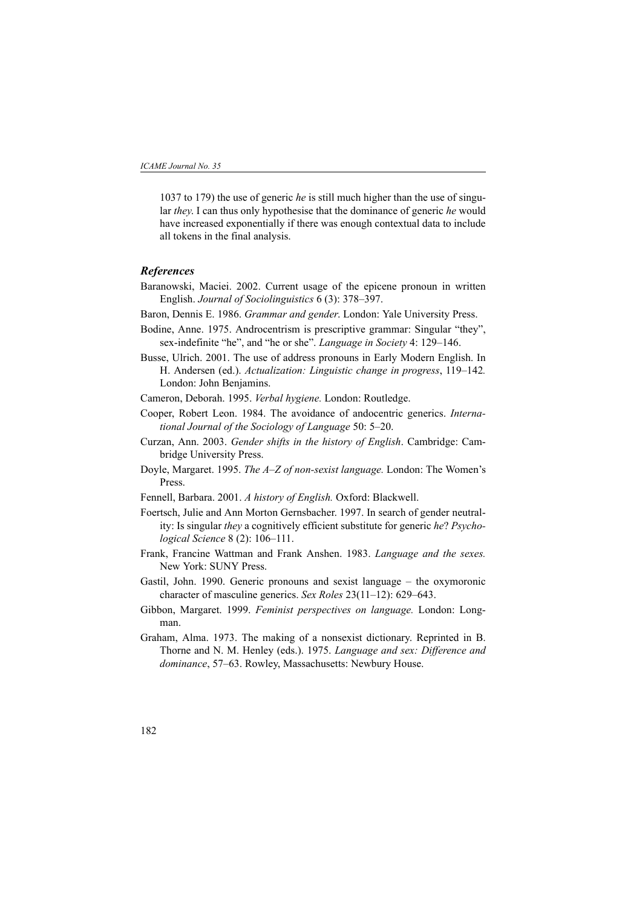1037 to 179) the use of generic *he* is still much higher than the use of singular *they*. I can thus only hypothesise that the dominance of generic *he* would have increased exponentially if there was enough contextual data to include all tokens in the final analysis.

## *References*

Baranowski, Maciei. 2002. Current usage of the epicene pronoun in written English. *Journal of Sociolinguistics* 6 (3): 378–397.

Baron, Dennis E. 1986. *Grammar and gender*. London: Yale University Press.

Bodine, Anne. 1975. Androcentrism is prescriptive grammar: Singular "they", sex-indefinite "he", and "he or she". *Language in Society* 4: 129–146.

Busse, Ulrich. 2001. The use of address pronouns in Early Modern English. In H. Andersen (ed.). *Actualization: Linguistic change in progress*, 119–142. London: John Benjamins.

Cameron, Deborah. 1995. *Verbal hygiene.* London: Routledge.

Cooper, Robert Leon. 1984. The avoidance of andocentric generics. *International Journal of the Sociology of Language* 50: 5–20.

Curzan, Ann. 2003. *Gender shifts in the history of English*. Cambridge: Cambridge University Press.

Doyle, Margaret. 1995. *The A–Z of non-sexist language.* London: The Women's Press.

Fennell, Barbara. 2001. *A history of English.* Oxford: Blackwell.

Foertsch, Julie and Ann Morton Gernsbacher. 1997. In search of gender neutrality: Is singular *they* a cognitively efficient substitute for generic *he*? *Psychological Science* 8 (2): 106–111.

Frank, Francine Wattman and Frank Anshen. 1983. *Language and the sexes.* New York: SUNY Press.

Gastil, John. 1990. Generic pronouns and sexist language – the oxymoronic character of masculine generics. *Sex Roles* 23(11–12): 629–643.

Gibbon, Margaret. 1999. *Feminist perspectives on language.* London: Longman.

Graham, Alma. 1973. The making of a nonsexist dictionary. Reprinted in B. Thorne and N. M. Henley (eds.). 1975. *Language and sex: Difference and dominance*, 57–63. Rowley, Massachusetts: Newbury House.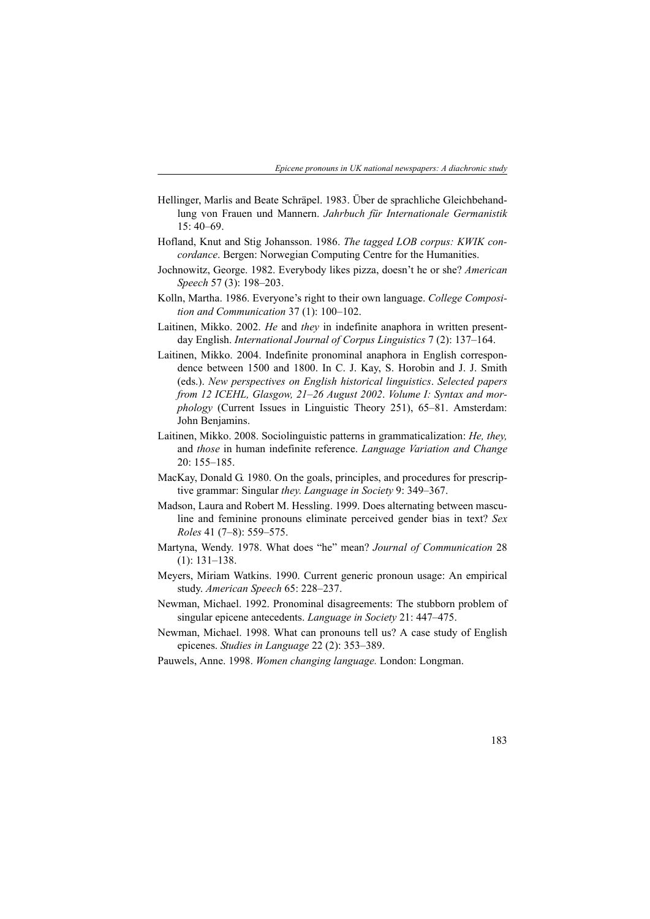Hellinger, Marlis and Beate Schräpel. 1983. Über de sprachliche Gleichbehandlung von Frauen und Mannern. *Jahrbuch für Internationale Germanistik* 15: 40–69.

Hofland, Knut and Stig Johansson. 1986. *The tagged LOB corpus: KWIK concordance*. Bergen: Norwegian Computing Centre for the Humanities.

Jochnowitz, George. 1982. Everybody likes pizza, doesn't he or she? *American Speech* 57 (3): 198–203.

Kolln, Martha. 1986. Everyone's right to their own language. *College Composition and Communication* 37 (1): 100–102.

Laitinen, Mikko. 2002. *He* and *they* in indefinite anaphora in written present-day English. *International Journal of Corpus Linguistics* 7 (2): 137–164.

Laitinen, Mikko. 2004. Indefinite pronominal anaphora in English correspondence between 1500 and 1800. In C. J. Kay, S. Horobin and J. J. Smith (eds.). *New perspectives on English historical linguistics*. *Selected papers from 12 ICEHL, Glasgow, 21–26 August 2002*. *Volume I: Syntax and morphology* (Current Issues in Linguistic Theory 251), 65–81. Amsterdam: John Benjamins.

Laitinen, Mikko. 2008. Sociolinguistic patterns in grammaticalization: *He, they,* and *those* in human indefinite reference. *Language Variation and Change* 20: 155–185.

MacKay, Donald G. 1980. On the goals, principles, and procedures for prescriptive grammar: Singular *they*. *Language in Society* 9: 349–367.

Madson, Laura and Robert M. Hessling. 1999. Does alternating between masculine and feminine pronouns eliminate perceived gender bias in text? *Sex Roles* 41 (7–8): 559–575.

Martyna, Wendy. 1978. What does "he" mean? *Journal of Communication* 28 (1): 131–138.

Meyers, Miriam Watkins. 1990. Current generic pronoun usage: An empirical study. *American Speech* 65: 228–237.

Newman, Michael. 1992. Pronominal disagreements: The stubborn problem of singular epicene antecedents. *Language in Society* 21: 447–475.

Newman, Michael. 1998. What can pronouns tell us? A case study of English epicenes. *Studies in Language* 22 (2): 353–389.

Pauwels, Anne. 1998. *Women changing language.* London: Longman.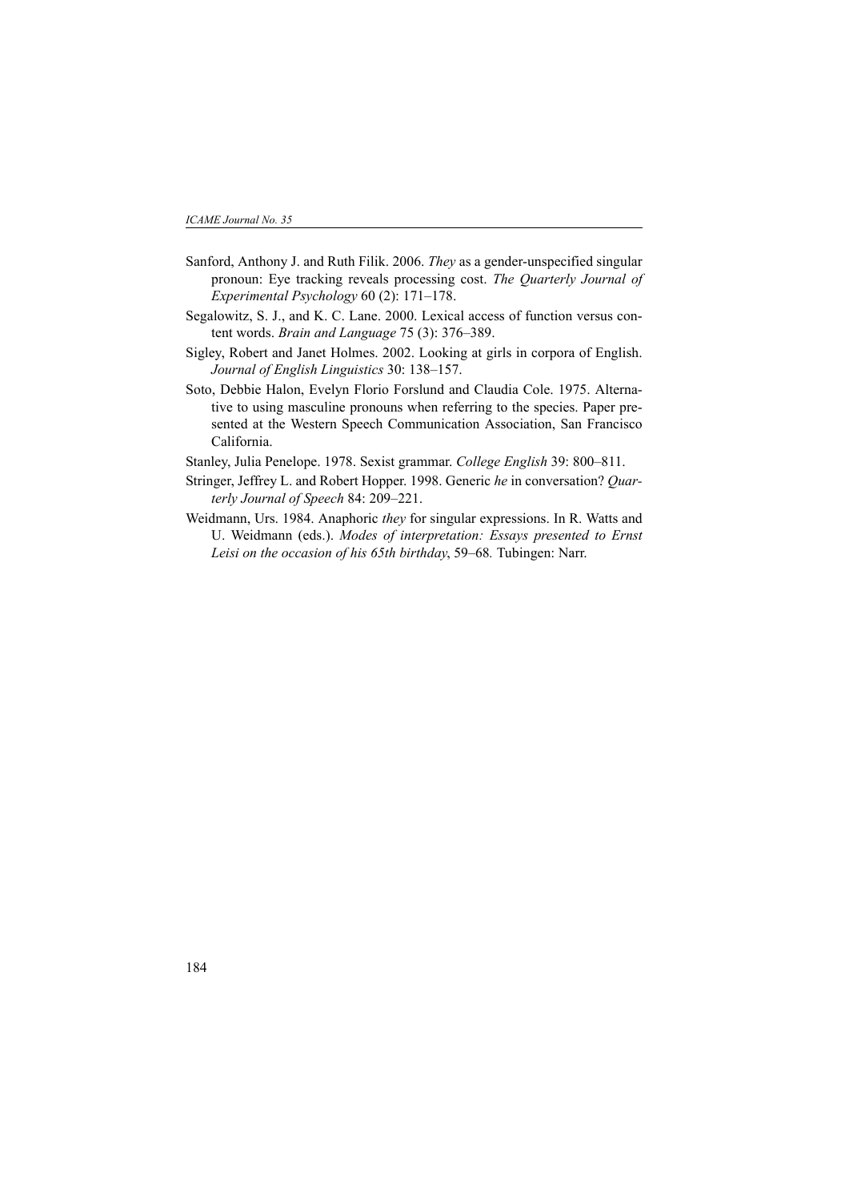Sanford, Anthony J. and Ruth Filik. 2006. *They* as a gender-unspecified singular pronoun: Eye tracking reveals processing cost. *The Quarterly Journal of Experimental Psychology* 60 (2): 171–178.

Segalowitz, S. J., and K. C. Lane. 2000. Lexical access of function versus content words. *Brain and Language* 75 (3): 376–389.

Sigley, Robert and Janet Holmes. 2002. Looking at girls in corpora of English. *Journal of English Linguistics* 30: 138–157.

Soto, Debbie Halon, Evelyn Florio Forslund and Claudia Cole. 1975. Alternative to using masculine pronouns when referring to the species. Paper presented at the Western Speech Communication Association, San Francisco California.

Stanley, Julia Penelope. 1978. Sexist grammar. *College English* 39: 800–811.

Stringer, Jeffrey L. and Robert Hopper. 1998. Generic *he* in conversation? *Quarterly Journal of Speech* 84: 209–221.

Weidmann, Urs. 1984. Anaphoric *they* for singular expressions. In R. Watts and U. Weidmann (eds.). *Modes of interpretation: Essays presented to Ernst Leisi on the occasion of his 65th birthday*, 59–68. Tubingen: Narr.